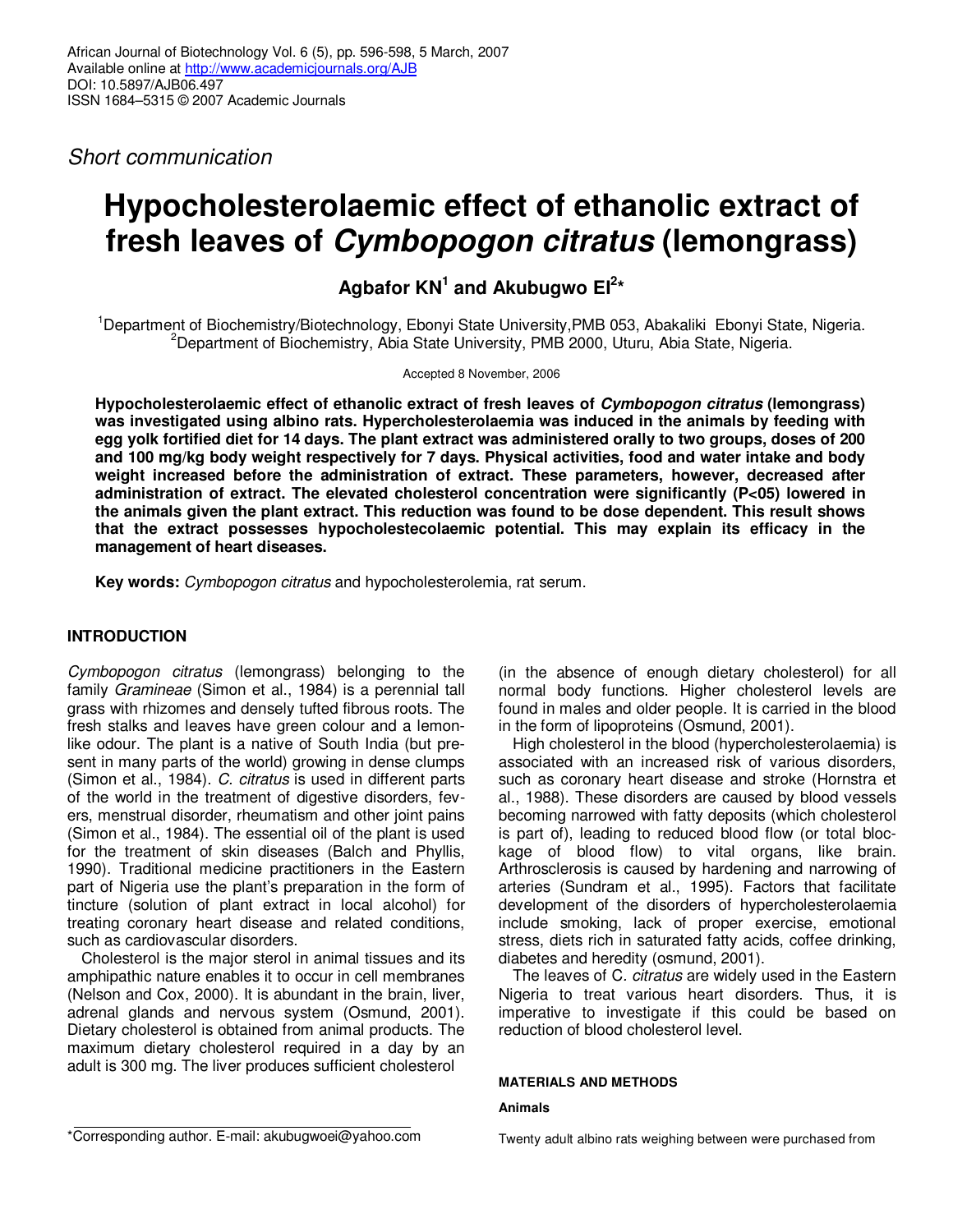*Short communication*

# Hypocholesterolaemic effect of ethanolic extract of fresh leaves of *Cymbopogon citratus* (lemongrass)

**Agbafor KN[1] and Akubugwo EI[2]***

[1]Department of Biochemistry/Biotechnology, Ebonyi State University,PMB 053, Abakaliki Ebonyi State, Nigeria.
[2]Department of Biochemistry, Abia State University, PMB 2000, Uturu, Abia State, Nigeria.

Accepted 8 November, 2006

**Hypocholesterolaemic effect of ethanolic extract of fresh leaves of *Cymbopogon citratus* (lemongrass) was investigated using albino rats. Hypercholesterolaemia was induced in the animals by feeding with egg yolk fortified diet for 14 days. The plant extract was administered orally to two groups, doses of 200 and 100 mg/kg body weight respectively for 7 days. Physical activities, food and water intake and body weight increased before the administration of extract. These parameters, however, decreased after administration of extract. The elevated cholesterol concentration were significantly (P<05) lowered in the animals given the plant extract. This reduction was found to be dose dependent. This result shows that the extract possesses hypocholestecolaemic potential. This may explain its efficacy in the management of heart diseases.**

**Key words:** *Cymbopogon citratus* and hypocholesterolemia, rat serum.

## INTRODUCTION

*Cymbopogon citratus* (lemongrass) belonging to the family *Gramineae* (Simon et al., 1984) is a perennial tall grass with rhizomes and densely tufted fibrous roots. The fresh stalks and leaves have green colour and a lemon-like odour. The plant is a native of South India (but present in many parts of the world) growing in dense clumps (Simon et al., 1984). *C. citratus* is used in different parts of the world in the treatment of digestive disorders, fevers, menstrual disorder, rheumatism and other joint pains (Simon et al., 1984). The essential oil of the plant is used for the treatment of skin diseases (Balch and Phyllis, 1990). Traditional medicine practitioners in the Eastern part of Nigeria use the plant's preparation in the form of tincture (solution of plant extract in local alcohol) for treating coronary heart disease and related conditions, such as cardiovascular disorders.

Cholesterol is the major sterol in animal tissues and its amphipathic nature enables it to occur in cell membranes (Nelson and Cox, 2000). It is abundant in the brain, liver, adrenal glands and nervous system (Osmund, 2001). Dietary cholesterol is obtained from animal products. The maximum dietary cholesterol required in a day by an adult is 300 mg. The liver produces sufficient cholesterol (in the absence of enough dietary cholesterol) for all normal body functions. Higher cholesterol levels are found in males and older people. It is carried in the blood in the form of lipoproteins (Osmund, 2001).

High cholesterol in the blood (hypercholesterolaemia) is associated with an increased risk of various disorders, such as coronary heart disease and stroke (Hornstra et al., 1988). These disorders are caused by blood vessels becoming narrowed with fatty deposits (which cholesterol is part of), leading to reduced blood flow (or total blockage of blood flow) to vital organs, like brain. Arthrosclerosis is caused by hardening and narrowing of arteries (Sundram et al., 1995). Factors that facilitate development of the disorders of hypercholesterolaemia include smoking, lack of proper exercise, emotional stress, diets rich in saturated fatty acids, coffee drinking, diabetes and heredity (osmund, 2001).

The leaves of C. *citratus* are widely used in the Eastern Nigeria to treat various heart disorders. Thus, it is imperative to investigate if this could be based on reduction of blood cholesterol level.

## MATERIALS AND METHODS

### Animals

Twenty adult albino rats weighing between were purchased from

*Corresponding author. E-mail: akubugwoei@yahoo.com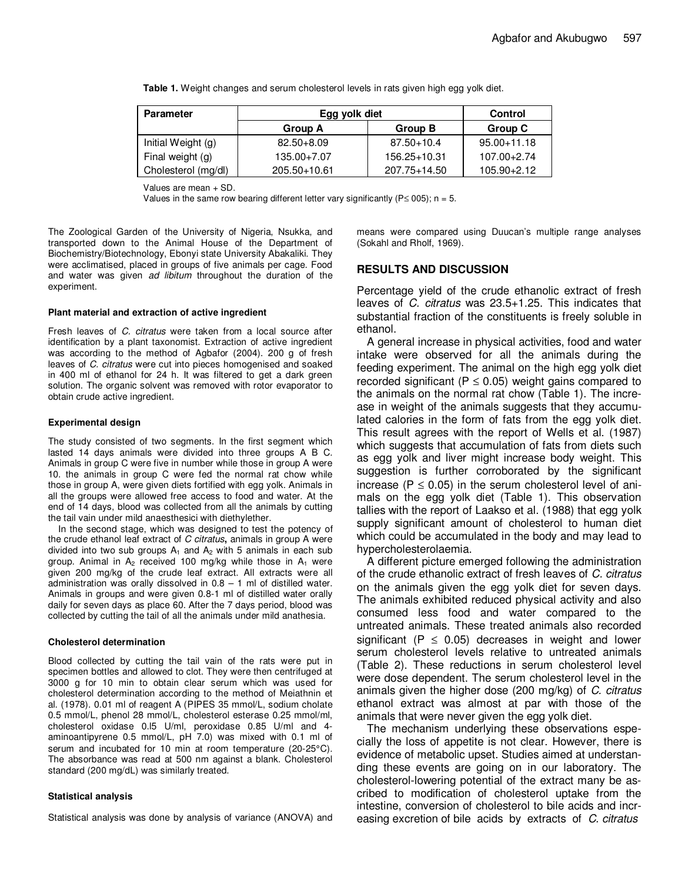**Table 1.** Weight changes and serum cholesterol levels in rats given high egg yolk diet.

| Parameter | Egg yolk diet | | Control |
|---|---|---|---|
| | Group A | Group B | Group C |
| Initial Weight (g) | 82.50+8.09 | 87.50+10.4 | 95.00+11.18 |
| Final weight (g) | 135.00+7.07 | 156.25+10.31 | 107.00+2.74 |
| Cholesterol (mg/dl) | 205.50+10.61 | 207.75+14.50 | 105.90+2.12 |

Values are mean + SD.
Values in the same row bearing different letter vary significantly (P≤ 005); n = 5.

The Zoological Garden of the University of Nigeria, Nsukka, and transported down to the Animal House of the Department of Biochemistry/Biotechnology, Ebonyi state University Abakaliki. They were acclimatised, placed in groups of five animals per cage. Food and water was given *ad libitum* throughout the duration of the experiment.

#### Plant material and extraction of active ingredient

Fresh leaves of *C. citratus* were taken from a local source after identification by a plant taxonomist. Extraction of active ingredient was according to the method of Agbafor (2004). 200 g of fresh leaves of *C. citratus* were cut into pieces homogenised and soaked in 400 ml of ethanol for 24 h. It was filtered to get a dark green solution. The organic solvent was removed with rotor evaporator to obtain crude active ingredient.

#### Experimental design

The study consisted of two segments. In the first segment which lasted 14 days animals were divided into three groups A B C. Animals in group C were five in number while those in group A were 10. the animals in group C were fed the normal rat chow while those in group A, were given diets fortified with egg yolk. Animals in all the groups were allowed free access to food and water. At the end of 14 days, blood was collected from all the animals by cutting the tail vain under mild anaesthesici with diethylether.

In the second stage, which was designed to test the potency of the crude ethanol leaf extract of *C citratus*, animals in group A were divided into two sub groups $A_1$ and $A_2$ with 5 animals in each sub group. Animal in $A_2$ received 100 mg/kg while those in $A_1$ were given 200 mg/kg of the crude leaf extract. All extracts were all administration was orally dissolved in 0.8 – 1 ml of distilled water. Animals in groups and were given 0.8-1 ml of distilled water orally daily for seven days as place 60. After the 7 days period, blood was collected by cutting the tail of all the animals under mild anathesia.

#### Cholesterol determination

Blood collected by cutting the tail vain of the rats were put in specimen bottles and allowed to clot. They were then centrifuged at 3000 g for 10 min to obtain clear serum which was used for cholesterol determination according to the method of Meiathnin et al. (1978). 0.01 ml of reagent A (PIPES 35 mmol/L, sodium cholate 0.5 mmol/L, phenol 28 mmol/L, cholesterol esterase 0.25 mmol/ml, cholesterol oxidase 0.l5 U/ml, peroxidase 0.85 U/ml and 4-aminoantipyrene 0.5 mmol/L, pH 7.0) was mixed with 0.1 ml of serum and incubated for 10 min at room temperature (20-25°C). The absorbance was read at 500 nm against a blank. Cholesterol standard (200 mg/dL) was similarly treated.

#### Statistical analysis

Statistical analysis was done by analysis of variance (ANOVA) and means were compared using Duucan's multiple range analyses (Sokahl and Rholf, 1969).

## RESULTS AND DISCUSSION

Percentage yield of the crude ethanolic extract of fresh leaves of *C. citratus* was 23.5+1.25. This indicates that substantial fraction of the constituents is freely soluble in ethanol.

A general increase in physical activities, food and water intake were observed for all the animals during the feeding experiment. The animal on the high egg yolk diet recorded significant ($P \leq 0.05$) weight gains compared to the animals on the normal rat chow (Table 1). The increase in weight of the animals suggests that they accumulated calories in the form of fats from the egg yolk diet. This result agrees with the report of Wells et al. (1987) which suggests that accumulation of fats from diets such as egg yolk and liver might increase body weight. This suggestion is further corroborated by the significant increase ($P \leq 0.05$) in the serum cholesterol level of animals on the egg yolk diet (Table 1). This observation tallies with the report of Laakso et al. (1988) that egg yolk supply significant amount of cholesterol to human diet which could be accumulated in the body and may lead to hypercholesterolaemia.

A different picture emerged following the administration of the crude ethanolic extract of fresh leaves of *C. citratus* on the animals given the egg yolk diet for seven days. The animals exhibited reduced physical activity and also consumed less food and water compared to the untreated animals. These treated animals also recorded significant ($P \leq 0.05$) decreases in weight and lower serum cholesterol levels relative to untreated animals (Table 2). These reductions in serum cholesterol level were dose dependent. The serum cholesterol level in the animals given the higher dose (200 mg/kg) of *C. citratus* ethanol extract was almost at par with those of the animals that were never given the egg yolk diet.

The mechanism underlying these observations especially the loss of appetite is not clear. However, there is evidence of metabolic upset. Studies aimed at understanding these events are going on in our laboratory. The cholesterol-lowering potential of the extract many be ascribed to modification of cholesterol uptake from the intestine, conversion of cholesterol to bile acids and increasing excretion of bile acids by extracts of *C. citratus*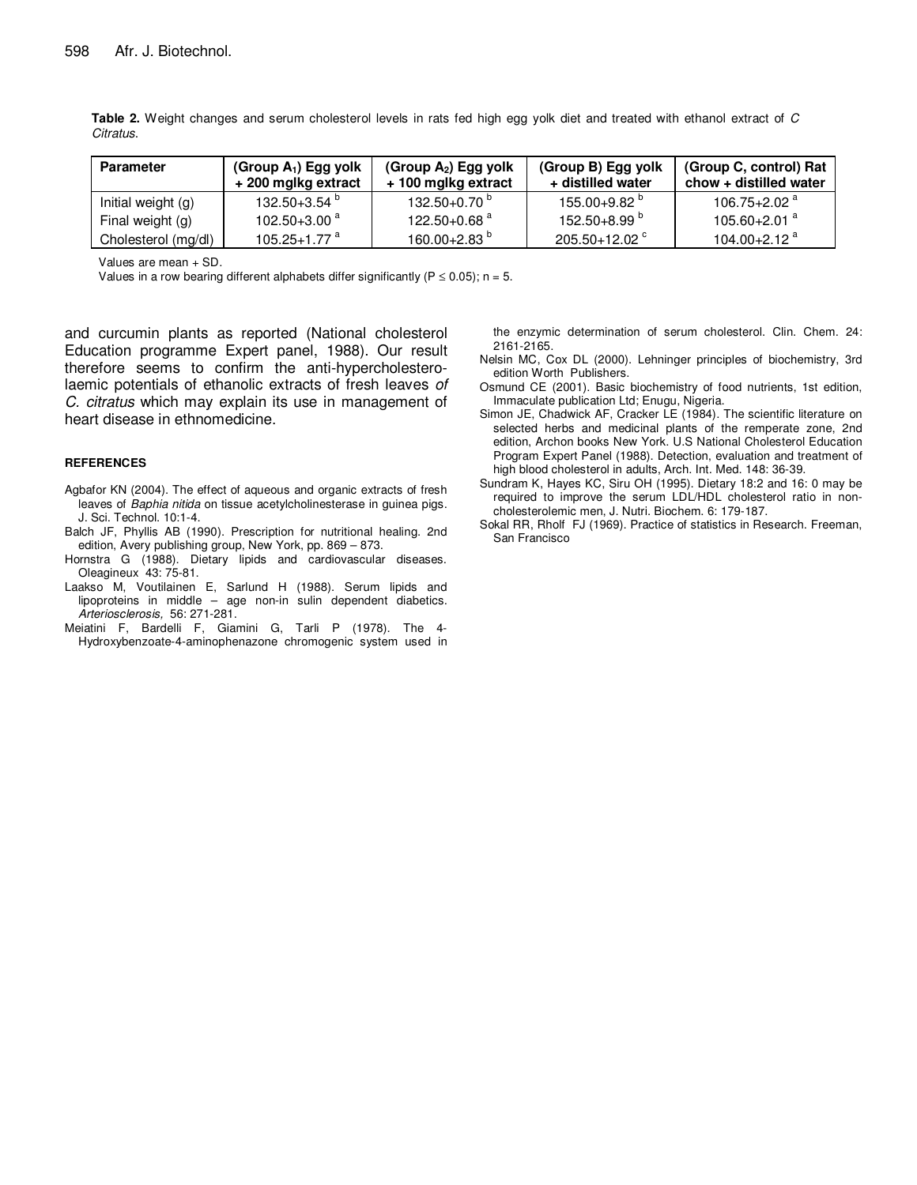**Table 2.** Weight changes and serum cholesterol levels in rats fed high egg yolk diet and treated with ethanol extract of *C Citratus*.

| Parameter | (Group $A_1$) Egg yolk + 200 mglkg extract | (Group $A_2$) Egg yolk + 100 mglkg extract | (Group B) Egg yolk + distilled water | (Group C, control) Rat chow + distilled water |
|---|---|---|---|---|
| Initial weight (g) | 132.50+3.54 $^b$ | 132.50+0.70 $^b$ | 155.00+9.82 $^b$ | 106.75+2.02 $^a$ |
| Final weight (g) | 102.50+3.00 $^a$ | 122.50+0.68 $^a$ | 152.50+8.99 $^b$ | 105.60+2.01 $^a$ |
| Cholesterol (mg/dl) | 105.25+1.77 $^a$ | 160.00+2.83 $^b$ | 205.50+12.02 $^c$ | 104.00+2.12 $^a$ |

Values are mean + SD.
Values in a row bearing different alphabets differ significantly ($P \leq 0.05$); n = 5.

and curcumin plants as reported (National cholesterol Education programme Expert panel, 1988). Our result therefore seems to confirm the anti-hypercholesterolaemic potentials of ethanolic extracts of fresh leaves *of C. citratus* which may explain its use in management of heart disease in ethnomedicine.

## REFERENCES

Agbafor KN (2004). The effect of aqueous and organic extracts of fresh leaves of *Baphia nitida* on tissue acetylcholinesterase in guinea pigs. J. Sci. Technol. 10:1-4.

Balch JF, Phyllis AB (1990). Prescription for nutritional healing. 2nd edition, Avery publishing group, New York, pp. 869 – 873.

Hornstra G (1988). Dietary lipids and cardiovascular diseases. Oleagineux 43: 75-81.

Laakso M, Voutilainen E, Sarlund H (1988). Serum lipids and lipoproteins in middle – age non-in sulin dependent diabetics. *Arteriosclerosis,* 56: 271-281.

Meiatini F, Bardelli F, Giamini G, Tarli P (1978). The 4-Hydroxybenzoate-4-aminophenazone chromogenic system used in the enzymic determination of serum cholesterol. Clin. Chem. 24: 2161-2165.

Nelsin MC, Cox DL (2000). Lehninger principles of biochemistry, 3rd edition Worth Publishers.

Osmund CE (2001). Basic biochemistry of food nutrients, 1st edition, Immaculate publication Ltd; Enugu, Nigeria.

Simon JE, Chadwick AF, Cracker LE (1984). The scientific literature on selected herbs and medicinal plants of the remperate zone, 2nd edition, Archon books New York. U.S National Cholesterol Education Program Expert Panel (1988). Detection, evaluation and treatment of high blood cholesterol in adults, Arch. Int. Med. 148: 36-39.

Sundram K, Hayes KC, Siru OH (1995). Dietary 18:2 and 16: 0 may be required to improve the serum LDL/HDL cholesterol ratio in non-cholesterolemic men, J. Nutri. Biochem. 6: 179-187.

Sokal RR, Rholf FJ (1969). Practice of statistics in Research. Freeman, San Francisco